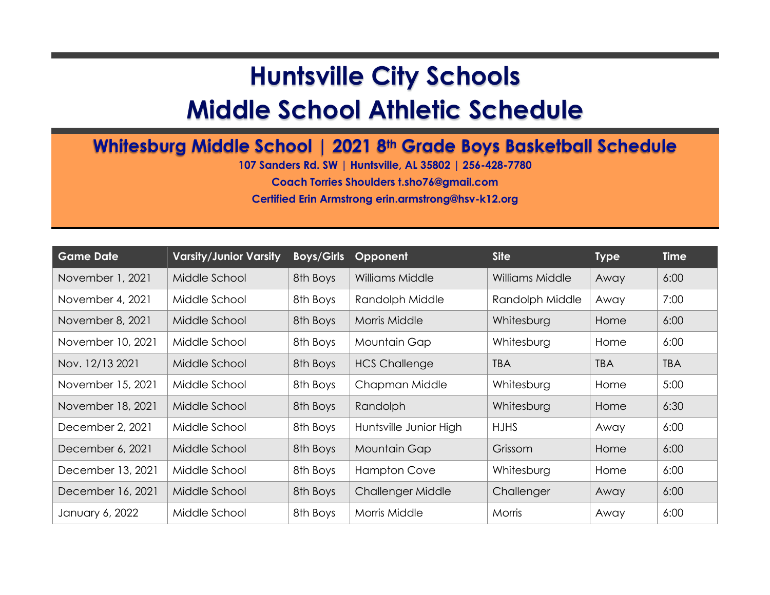# Huntsville City Schools
# Middle School Athletic Schedule

## Whitesburg Middle School | 2021 8th Grade Boys Basketball Schedule

**107 Sanders Rd. SW | Huntsville, AL 35802 | 256-428-7780**

**Coach Torries Shoulders t.sho76@gmail.com**

**Certified Erin Armstrong erin.armstrong@hsv-k12.org**

| Game Date | Varsity/Junior Varsity | Boys/Girls | Opponent | Site | Type | Time |
|---|---|---|---|---|---|---|
| November 1, 2021 | Middle School | 8th Boys | Williams Middle | Williams Middle | Away | 6:00 |
| November 4, 2021 | Middle School | 8th Boys | Randolph Middle | Randolph Middle | Away | 7:00 |
| November 8, 2021 | Middle School | 8th Boys | Morris Middle | Whitesburg | Home | 6:00 |
| November 10, 2021 | Middle School | 8th Boys | Mountain Gap | Whitesburg | Home | 6:00 |
| Nov. 12/13 2021 | Middle School | 8th Boys | HCS Challenge | TBA | TBA | TBA |
| November 15, 2021 | Middle School | 8th Boys | Chapman Middle | Whitesburg | Home | 5:00 |
| November 18, 2021 | Middle School | 8th Boys | Randolph | Whitesburg | Home | 6:30 |
| December 2, 2021 | Middle School | 8th Boys | Huntsville Junior High | HJHS | Away | 6:00 |
| December 6, 2021 | Middle School | 8th Boys | Mountain Gap | Grissom | Home | 6:00 |
| December 13, 2021 | Middle School | 8th Boys | Hampton Cove | Whitesburg | Home | 6:00 |
| December 16, 2021 | Middle School | 8th Boys | Challenger Middle | Challenger | Away | 6:00 |
| January 6, 2022 | Middle School | 8th Boys | Morris Middle | Morris | Away | 6:00 |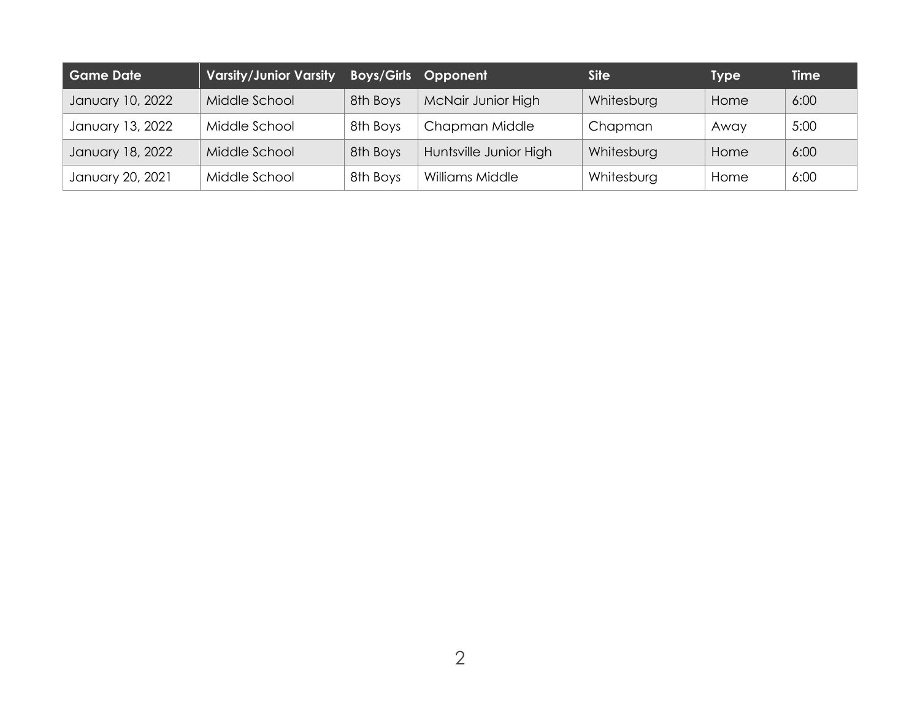| Game Date | Varsity/Junior Varsity | Boys/Girls | Opponent | Site | Type | Time |
| --- | --- | --- | --- | --- | --- | --- |
| January 10, 2022 | Middle School | 8th Boys | McNair Junior High | Whitesburg | Home | 6:00 |
| January 13, 2022 | Middle School | 8th Boys | Chapman Middle | Chapman | Away | 5:00 |
| January 18, 2022 | Middle School | 8th Boys | Huntsville Junior High | Whitesburg | Home | 6:00 |
| January 20, 2021 | Middle School | 8th Boys | Williams Middle | Whitesburg | Home | 6:00 |